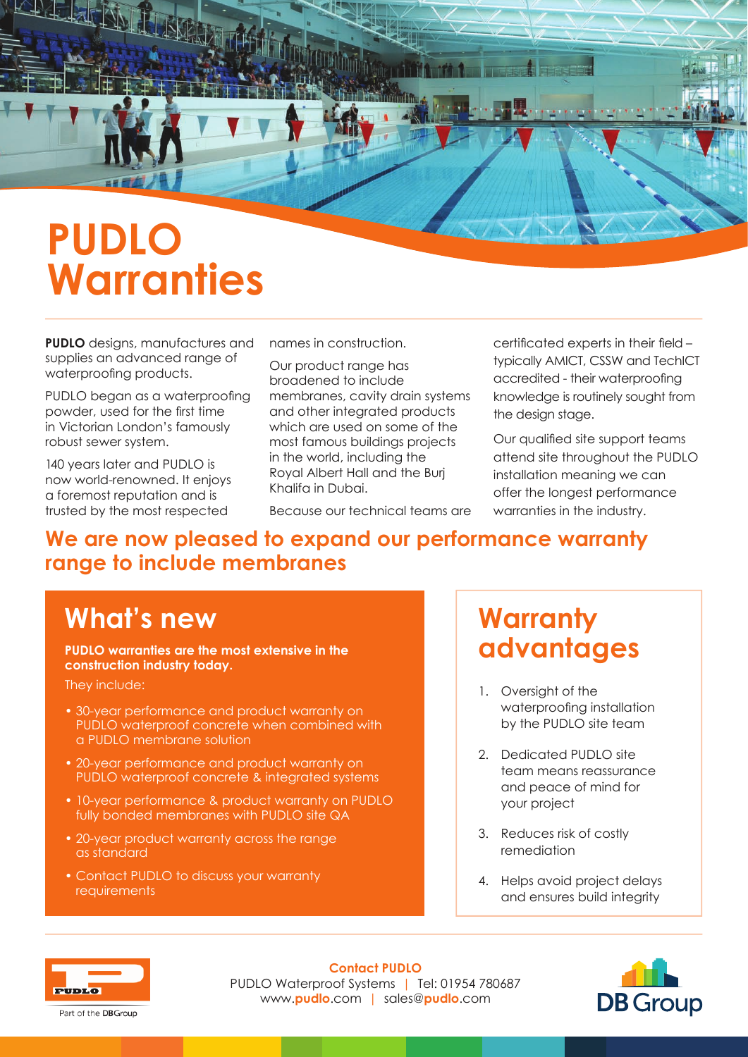# PUDLO Warranties

**PUDLO** designs, manufactures and supplies an advanced range of waterproofing products.

PUDLO began as a waterproofing powder, used for the first time in Victorian London's famously robust sewer system.

140 years later and PUDLO is now world-renowned. It enjoys a foremost reputation and is trusted by the most respected names in construction.

Our product range has broadened to include membranes, cavity drain systems and other integrated products which are used on some of the most famous buildings projects in the world, including the Royal Albert Hall and the Burj Khalifa in Dubai.

Because our technical teams are certificated experts in their field – typically AMICT, CSSW and TechICT accredited - their waterproofing knowledge is routinely sought from the design stage.

Our qualified site support teams attend site throughout the PUDLO installation meaning we can offer the longest performance warranties in the industry.

## We are now pleased to expand our performance warranty range to include membranes

## What's new

**PUDLO warranties are the most extensive in the construction industry today.**

They include:

- 30-year performance and product warranty on PUDLO waterproof concrete when combined with a PUDLO membrane solution
- 20-year performance and product warranty on PUDLO waterproof concrete & integrated systems
- 10-year performance & product warranty on PUDLO fully bonded membranes with PUDLO site QA
- 20-year product warranty across the range as standard
- Contact PUDLO to discuss your warranty requirements

## Warranty advantages

1. Oversight of the waterproofing installation by the PUDLO site team
2. Dedicated PUDLO site team means reassurance and peace of mind for your project
3. Reduces risk of costly remediation
4. Helps avoid project delays and ensures build integrity

PUDLO

Part of the DBGroup

**Contact PUDLO**

PUDLO Waterproof Systems | Tel: 01954 780687

www.pudlo.com | sales@pudlo.com

DB Group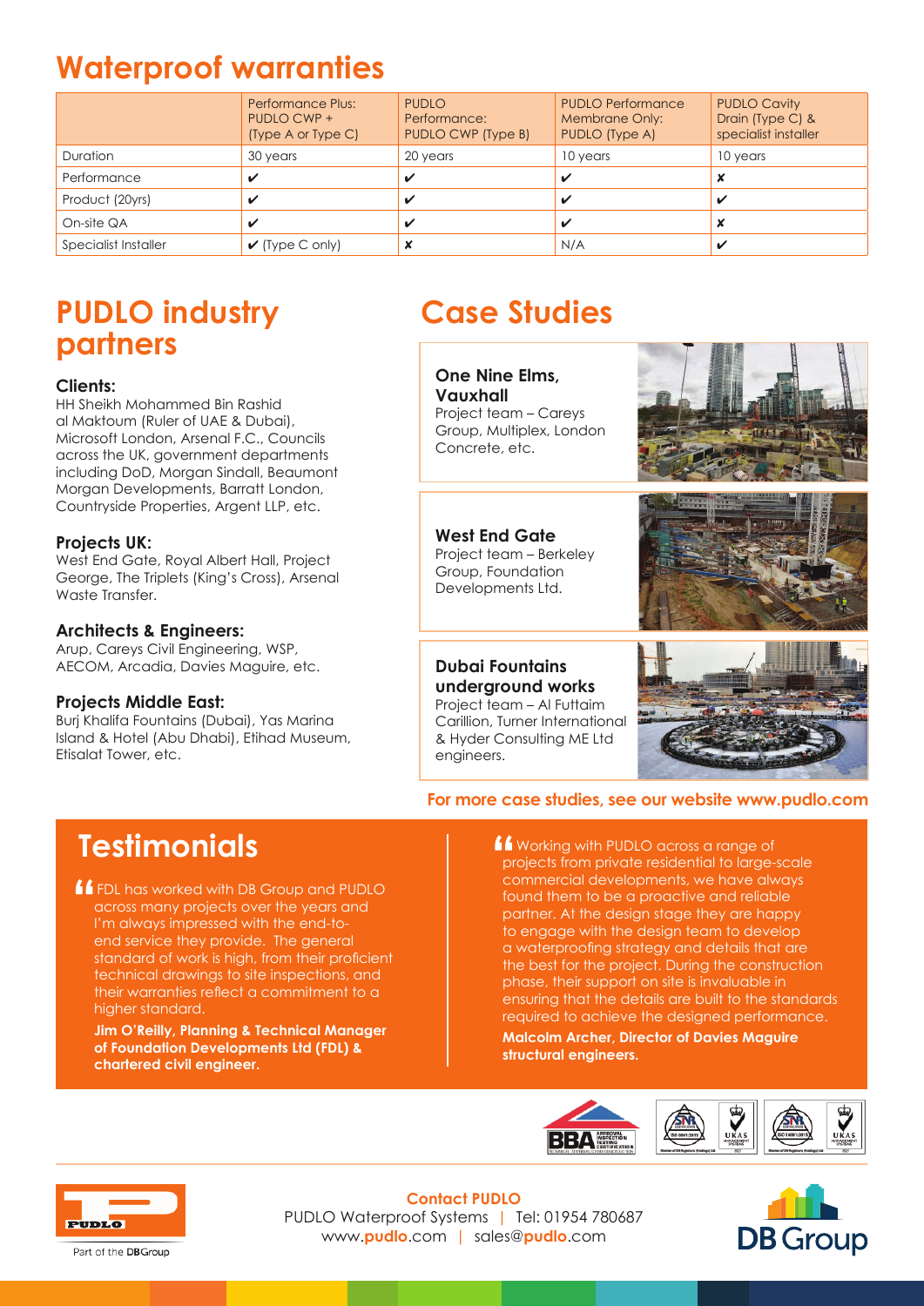# Waterproof warranties

| | Performance Plus: PUDLO CWP + (Type A or Type C) | PUDLO Performance: PUDLO CWP (Type B) | PUDLO Performance Membrane Only: PUDLO (Type A) | PUDLO Cavity Drain (Type C) & specialist installer |
|---|---|---|---|---|
| Duration | 30 years | 20 years | 10 years | 10 years |
| Performance | ✔ | ✔ | ✔ | ✘ |
| Product (20yrs) | ✔ | ✔ | ✔ | ✔ |
| On-site QA | ✔ | ✔ | ✔ | ✘ |
| Specialist Installer | ✔ (Type C only) | ✘ | N/A | ✔ |

## PUDLO industry partners

### Clients:

HH Sheikh Mohammed Bin Rashid al Maktoum (Ruler of UAE & Dubai), Microsoft London, Arsenal F.C., Councils across the UK, government departments including DoD, Morgan Sindall, Beaumont Morgan Developments, Barratt London, Countryside Properties, Argent LLP, etc.

### Projects UK:

West End Gate, Royal Albert Hall, Project George, The Triplets (King's Cross), Arsenal Waste Transfer.

### Architects & Engineers:

Arup, Careys Civil Engineering, WSP, AECOM, Arcadia, Davies Maguire, etc.

### Projects Middle East:

Burj Khalifa Fountains (Dubai), Yas Marina Island & Hotel (Abu Dhabi), Etihad Museum, Etisalat Tower, etc.

## Case Studies

**One Nine Elms, Vauxhall**
Project team – Careys Group, Multiplex, London Concrete, etc.

**West End Gate**
Project team – Berkeley Group, Foundation Developments Ltd.

**Dubai Fountains underground works**
Project team – Al Futtaim Carillion, Turner International & Hyder Consulting ME Ltd engineers.

**For more case studies, see our website www.pudlo.com**

## Testimonials

"FDL has worked with DB Group and PUDLO across many projects over the years and I'm always impressed with the end-to-end service they provide. The general standard of work is high, from their proficient technical drawings to site inspections, and their warranties reflect a commitment to a higher standard.

**Jim O'Reilly, Planning & Technical Manager of Foundation Developments Ltd (FDL) & chartered civil engineer.**

"Working with PUDLO across a range of projects from private residential to large-scale commercial developments, we have always found them to be a proactive and reliable partner. At the design stage they are happy to engage with the design team to develop a waterproofing strategy and details that are the best for the project. During the construction phase, their support on site is invaluable in ensuring that the details are built to the standards required to achieve the designed performance.

**Malcolm Archer, Director of Davies Maguire structural engineers.**

Part of the DBGroup

**Contact PUDLO**
PUDLO Waterproof Systems | Tel: 01954 780687
www.pudlo.com | sales@pudlo.com